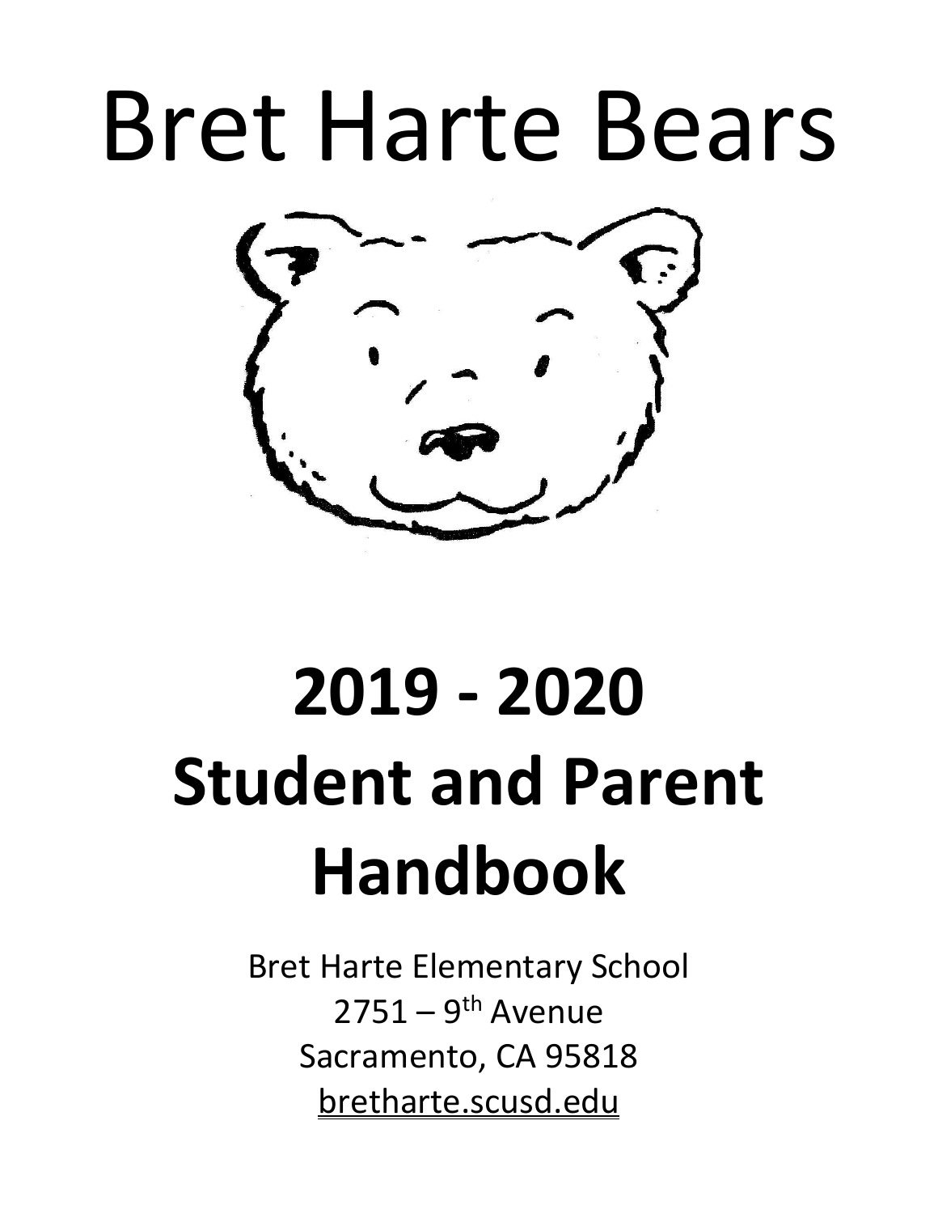# Bret Harte Bears

# 2019 - 2020
# Student and Parent Handbook

Bret Harte Elementary School
2751 – 9th Avenue
Sacramento, CA 95818
bretharte.scusd.edu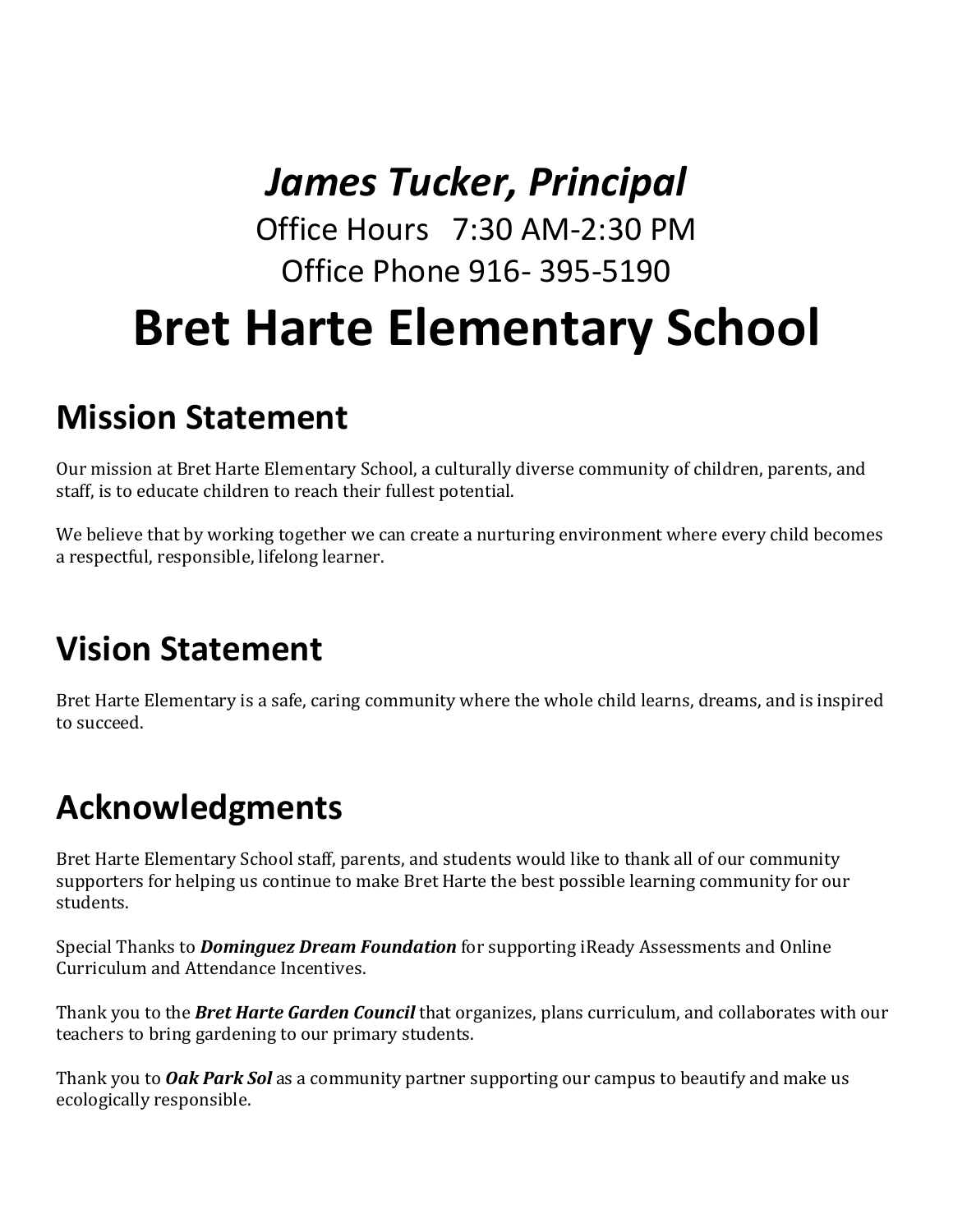*James Tucker, Principal*

Office Hours   7:30 AM-2:30 PM

Office Phone 916- 395-5190

# Bret Harte Elementary School

## Mission Statement

Our mission at Bret Harte Elementary School, a culturally diverse community of children, parents, and staff, is to educate children to reach their fullest potential.

We believe that by working together we can create a nurturing environment where every child becomes a respectful, responsible, lifelong learner.

## Vision Statement

Bret Harte Elementary is a safe, caring community where the whole child learns, dreams, and is inspired to succeed.

## Acknowledgments

Bret Harte Elementary School staff, parents, and students would like to thank all of our community supporters for helping us continue to make Bret Harte the best possible learning community for our students.

Special Thanks to ***Dominguez Dream Foundation*** for supporting iReady Assessments and Online Curriculum and Attendance Incentives.

Thank you to the ***Bret Harte Garden Council*** that organizes, plans curriculum, and collaborates with our teachers to bring gardening to our primary students.

Thank you to ***Oak Park Sol*** as a community partner supporting our campus to beautify and make us ecologically responsible.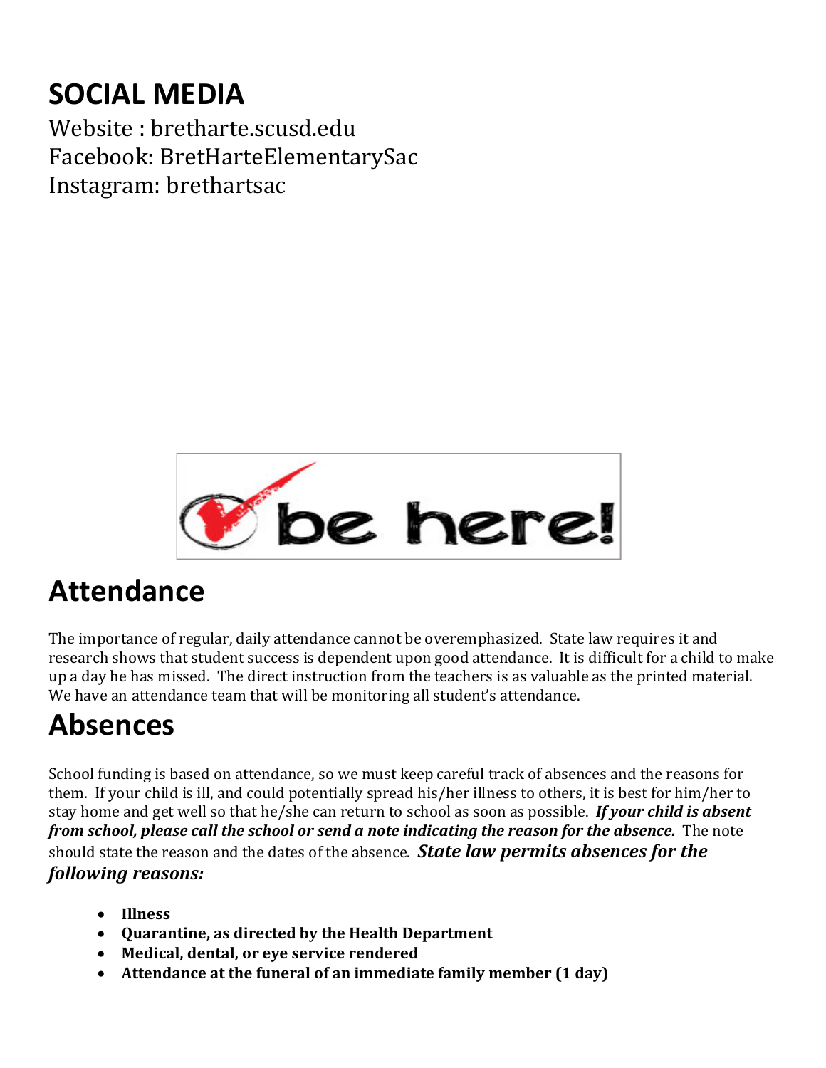# SOCIAL MEDIA

Website : bretharte.scusd.edu
Facebook: BretHarteElementarySac
Instagram: brethartsac

be here!

# Attendance

The importance of regular, daily attendance cannot be overemphasized. State law requires it and research shows that student success is dependent upon good attendance. It is difficult for a child to make up a day he has missed. The direct instruction from the teachers is as valuable as the printed material. We have an attendance team that will be monitoring all student's attendance.

# Absences

School funding is based on attendance, so we must keep careful track of absences and the reasons for them. If your child is ill, and could potentially spread his/her illness to others, it is best for him/her to stay home and get well so that he/she can return to school as soon as possible. ***If your child is absent from school, please call the school or send a note indicating the reason for the absence.*** The note should state the reason and the dates of the absence. ***State law permits absences for the following reasons:***

- **Illness**
- **Quarantine, as directed by the Health Department**
- **Medical, dental, or eye service rendered**
- **Attendance at the funeral of an immediate family member (1 day)**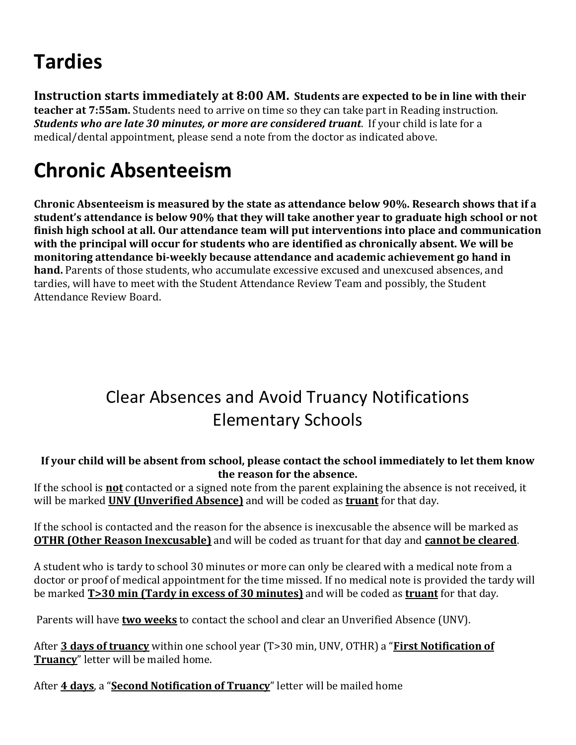# Tardies

**Instruction starts immediately at 8:00 AM. Students are expected to be in line with their teacher at 7:55am.** Students need to arrive on time so they can take part in Reading instruction. ***Students who are late 30 minutes, or more are considered truant***. If your child is late for a medical/dental appointment, please send a note from the doctor as indicated above.

# Chronic Absenteeism

**Chronic Absenteeism is measured by the state as attendance below 90%. Research shows that if a student's attendance is below 90% that they will take another year to graduate high school or not finish high school at all. Our attendance team will put interventions into place and communication with the principal will occur for students who are identified as chronically absent. We will be monitoring attendance bi-weekly because attendance and academic achievement go hand in hand.** Parents of those students, who accumulate excessive excused and unexcused absences, and tardies, will have to meet with the Student Attendance Review Team and possibly, the Student Attendance Review Board.

## Clear Absences and Avoid Truancy Notifications
## Elementary Schools

**If your child will be absent from school, please contact the school immediately to let them know the reason for the absence.**

If the school is **not** contacted or a signed note from the parent explaining the absence is not received, it will be marked **UNV (Unverified Absence)** and will be coded as **truant** for that day.

If the school is contacted and the reason for the absence is inexcusable the absence will be marked as **OTHR (Other Reason Inexcusable)** and will be coded as truant for that day and **cannot be cleared**.

A student who is tardy to school 30 minutes or more can only be cleared with a medical note from a doctor or proof of medical appointment for the time missed. If no medical note is provided the tardy will be marked **T>30 min (Tardy in excess of 30 minutes)** and will be coded as **truant** for that day.

Parents will have **two weeks** to contact the school and clear an Unverified Absence (UNV).

After **3 days of truancy** within one school year (T>30 min, UNV, OTHR) a "**First Notification of Truancy**" letter will be mailed home.

After **4 days**, a "**Second Notification of Truancy**" letter will be mailed home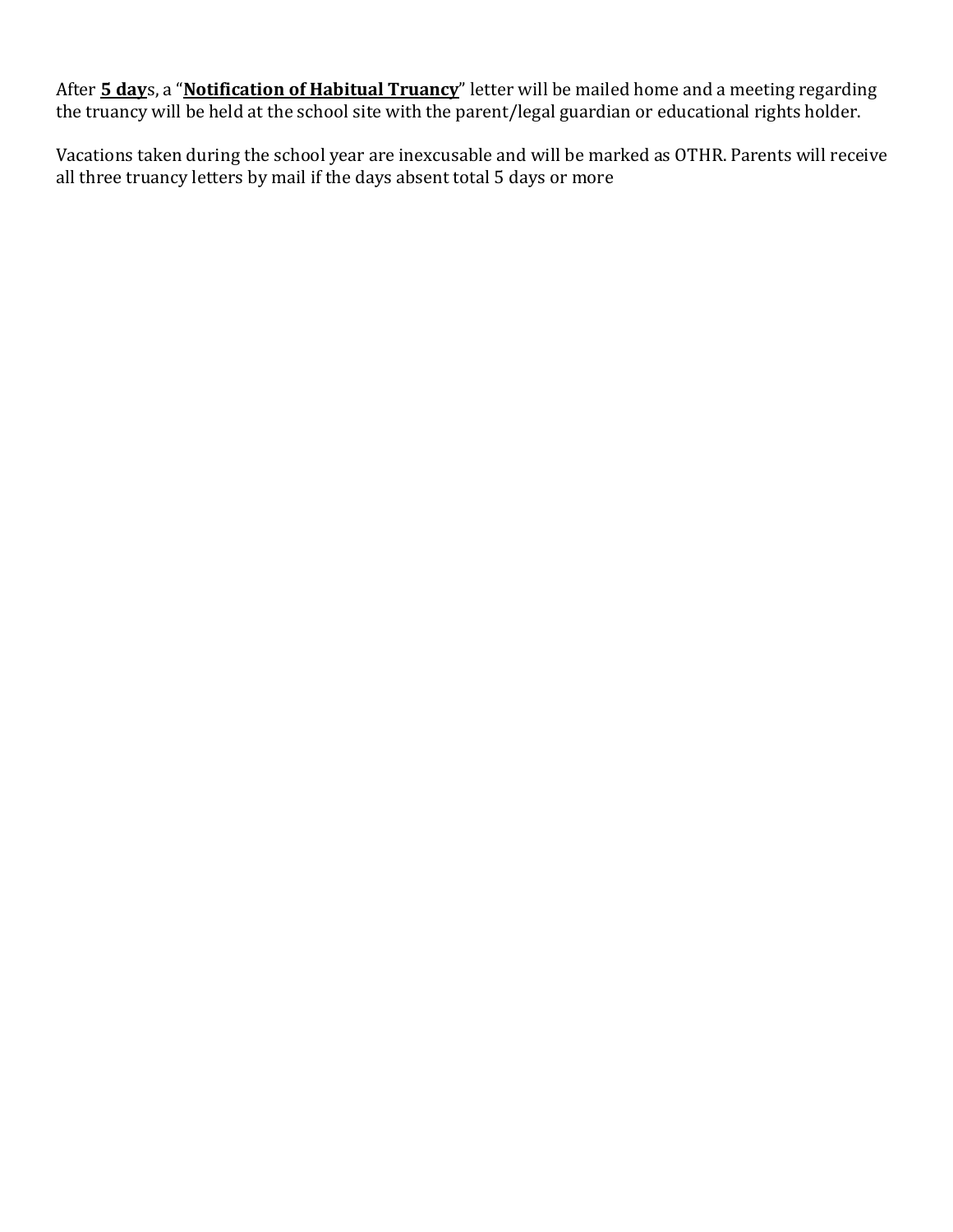After **<u>5 day</u>**s, a "**<u>Notification of Habitual Truancy</u>**" letter will be mailed home and a meeting regarding the truancy will be held at the school site with the parent/legal guardian or educational rights holder.

Vacations taken during the school year are inexcusable and will be marked as OTHR. Parents will receive all three truancy letters by mail if the days absent total 5 days or more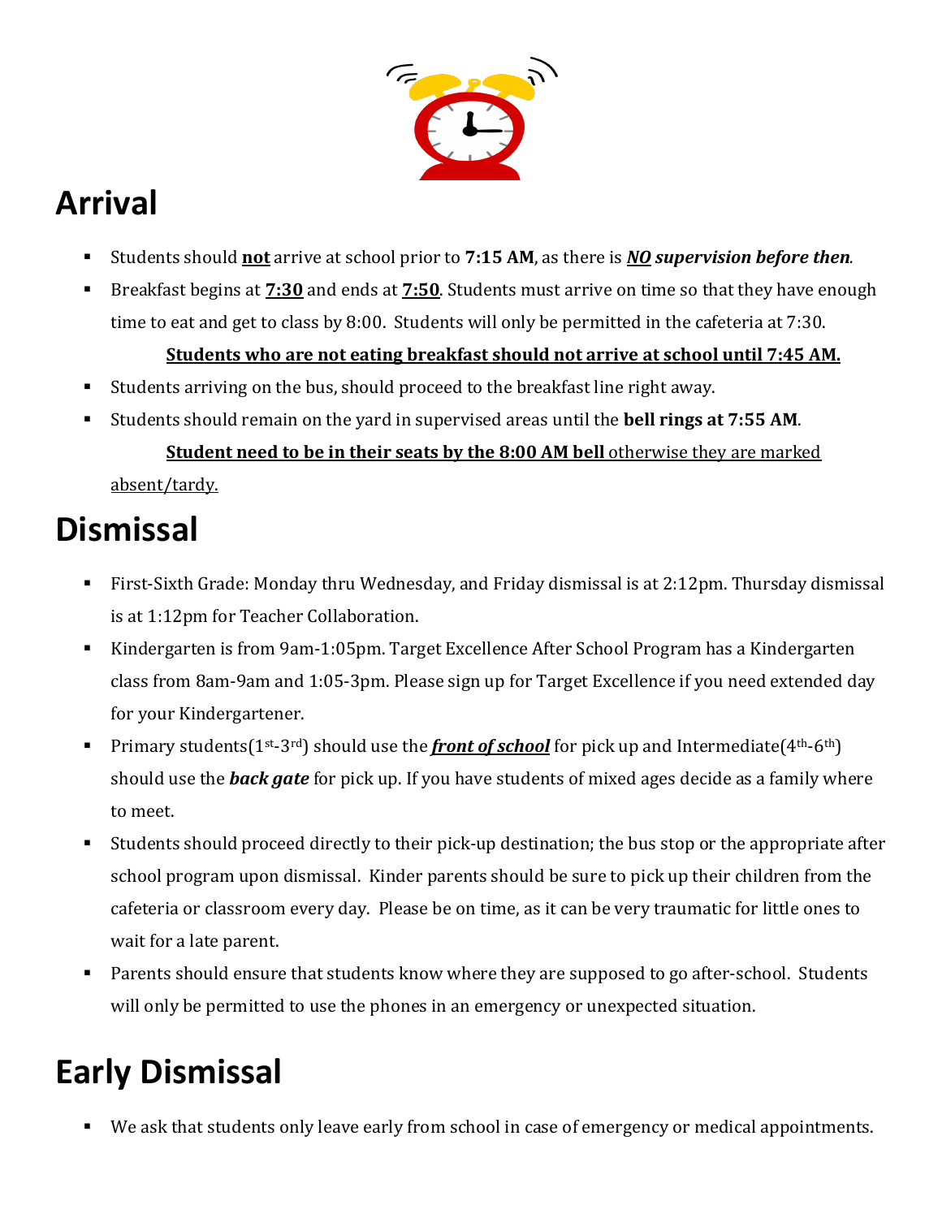# Arrival

- Students should **not** arrive at school prior to **7:15 AM**, as there is ***NO supervision before then***.
- Breakfast begins at **7:30** and ends at **7:50**. Students must arrive on time so that they have enough time to eat and get to class by 8:00. Students will only be permitted in the cafeteria at 7:30.

  **Students who are not eating breakfast should not arrive at school until 7:45 AM.**
- Students arriving on the bus, should proceed to the breakfast line right away.
- Students should remain on the yard in supervised areas until the **bell rings at 7:55 AM**.

  **Student need to be in their seats by the 8:00 AM bell** otherwise they are marked absent/tardy.

# Dismissal

- First-Sixth Grade: Monday thru Wednesday, and Friday dismissal is at 2:12pm. Thursday dismissal is at 1:12pm for Teacher Collaboration.
- Kindergarten is from 9am-1:05pm. Target Excellence After School Program has a Kindergarten class from 8am-9am and 1:05-3pm. Please sign up for Target Excellence if you need extended day for your Kindergartener.
- Primary students(1st-3rd) should use the ***front of school*** for pick up and Intermediate(4th-6th) should use the ***back gate*** for pick up. If you have students of mixed ages decide as a family where to meet.
- Students should proceed directly to their pick-up destination; the bus stop or the appropriate after school program upon dismissal. Kinder parents should be sure to pick up their children from the cafeteria or classroom every day. Please be on time, as it can be very traumatic for little ones to wait for a late parent.
- Parents should ensure that students know where they are supposed to go after-school. Students will only be permitted to use the phones in an emergency or unexpected situation.

# Early Dismissal

- We ask that students only leave early from school in case of emergency or medical appointments.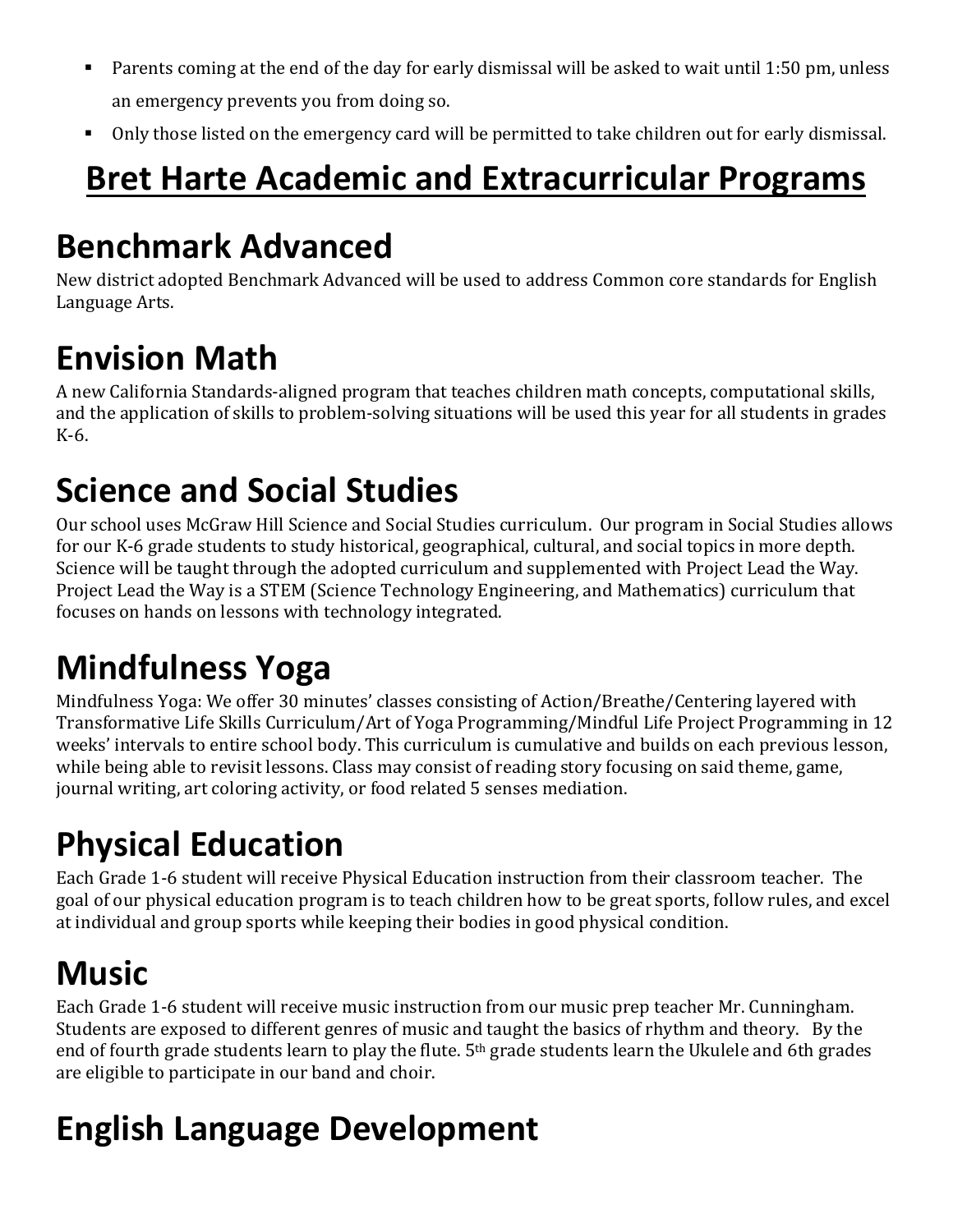- Parents coming at the end of the day for early dismissal will be asked to wait until 1:50 pm, unless an emergency prevents you from doing so.
- Only those listed on the emergency card will be permitted to take children out for early dismissal.

# Bret Harte Academic and Extracurricular Programs

## Benchmark Advanced

New district adopted Benchmark Advanced will be used to address Common core standards for English Language Arts.

## Envision Math

A new California Standards-aligned program that teaches children math concepts, computational skills, and the application of skills to problem-solving situations will be used this year for all students in grades K-6.

## Science and Social Studies

Our school uses McGraw Hill Science and Social Studies curriculum. Our program in Social Studies allows for our K-6 grade students to study historical, geographical, cultural, and social topics in more depth. Science will be taught through the adopted curriculum and supplemented with Project Lead the Way. Project Lead the Way is a STEM (Science Technology Engineering, and Mathematics) curriculum that focuses on hands on lessons with technology integrated.

## Mindfulness Yoga

Mindfulness Yoga: We offer 30 minutes' classes consisting of Action/Breathe/Centering layered with Transformative Life Skills Curriculum/Art of Yoga Programming/Mindful Life Project Programming in 12 weeks' intervals to entire school body. This curriculum is cumulative and builds on each previous lesson, while being able to revisit lessons. Class may consist of reading story focusing on said theme, game, journal writing, art coloring activity, or food related 5 senses mediation.

## Physical Education

Each Grade 1-6 student will receive Physical Education instruction from their classroom teacher. The goal of our physical education program is to teach children how to be great sports, follow rules, and excel at individual and group sports while keeping their bodies in good physical condition.

## Music

Each Grade 1-6 student will receive music instruction from our music prep teacher Mr. Cunningham. Students are exposed to different genres of music and taught the basics of rhythm and theory. By the end of fourth grade students learn to play the flute. 5th grade students learn the Ukulele and 6th grades are eligible to participate in our band and choir.

## English Language Development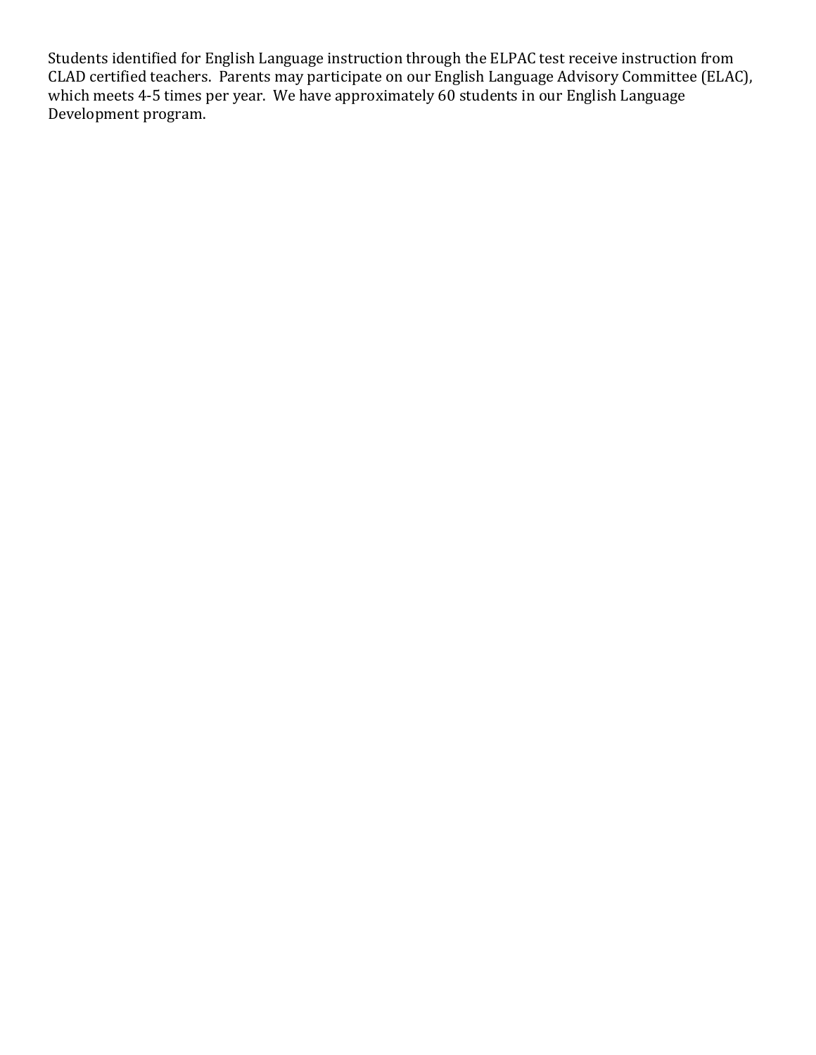Students identified for English Language instruction through the ELPAC test receive instruction from CLAD certified teachers. Parents may participate on our English Language Advisory Committee (ELAC), which meets 4-5 times per year. We have approximately 60 students in our English Language Development program.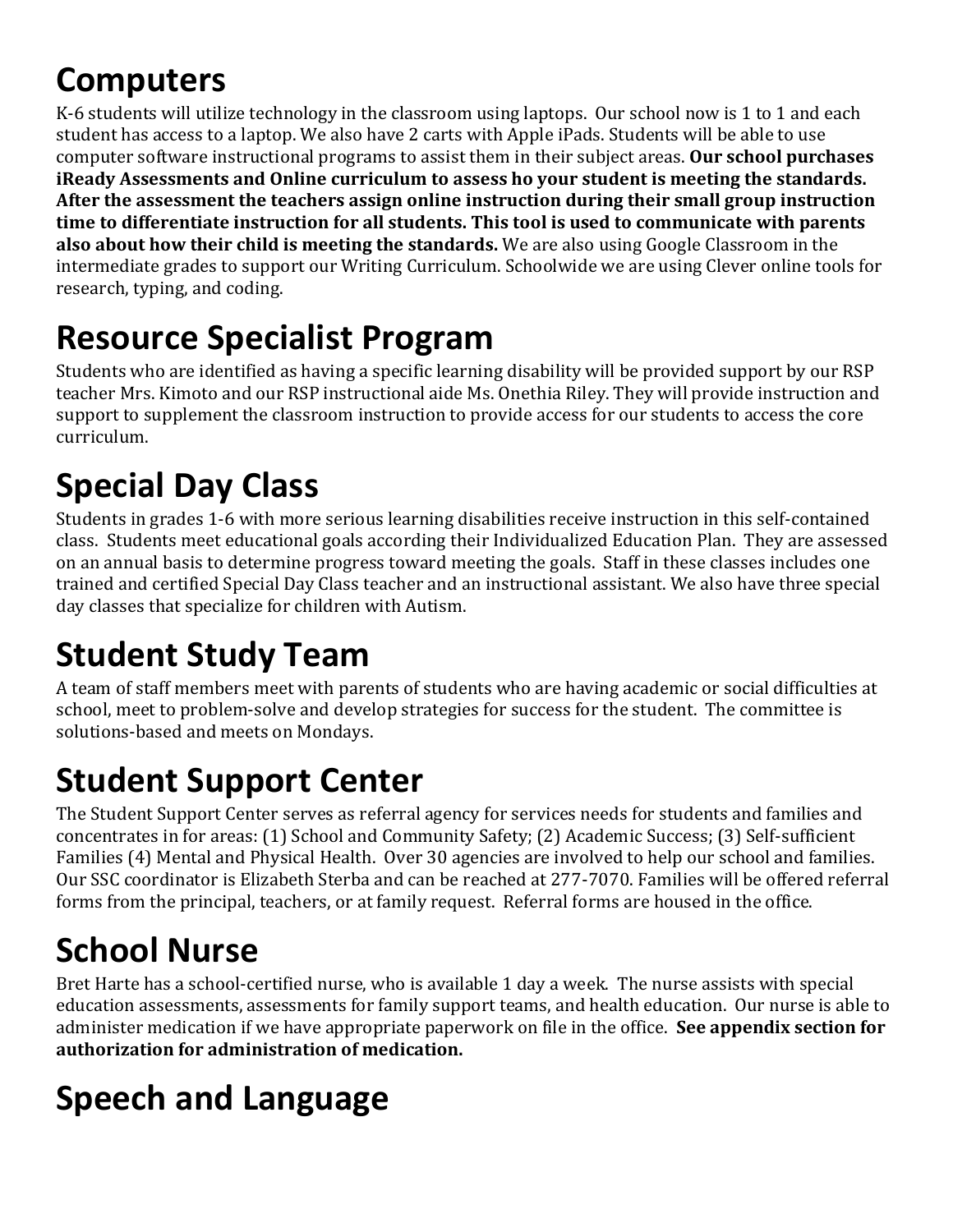# Computers

K-6 students will utilize technology in the classroom using laptops. Our school now is 1 to 1 and each student has access to a laptop. We also have 2 carts with Apple iPads. Students will be able to use computer software instructional programs to assist them in their subject areas. **Our school purchases iReady Assessments and Online curriculum to assess ho your student is meeting the standards. After the assessment the teachers assign online instruction during their small group instruction time to differentiate instruction for all students. This tool is used to communicate with parents also about how their child is meeting the standards.** We are also using Google Classroom in the intermediate grades to support our Writing Curriculum. Schoolwide we are using Clever online tools for research, typing, and coding.

# Resource Specialist Program

Students who are identified as having a specific learning disability will be provided support by our RSP teacher Mrs. Kimoto and our RSP instructional aide Ms. Onethia Riley. They will provide instruction and support to supplement the classroom instruction to provide access for our students to access the core curriculum.

# Special Day Class

Students in grades 1-6 with more serious learning disabilities receive instruction in this self-contained class. Students meet educational goals according their Individualized Education Plan. They are assessed on an annual basis to determine progress toward meeting the goals. Staff in these classes includes one trained and certified Special Day Class teacher and an instructional assistant. We also have three special day classes that specialize for children with Autism.

# Student Study Team

A team of staff members meet with parents of students who are having academic or social difficulties at school, meet to problem-solve and develop strategies for success for the student. The committee is solutions-based and meets on Mondays.

# Student Support Center

The Student Support Center serves as referral agency for services needs for students and families and concentrates in for areas: (1) School and Community Safety; (2) Academic Success; (3) Self-sufficient Families (4) Mental and Physical Health. Over 30 agencies are involved to help our school and families. Our SSC coordinator is Elizabeth Sterba and can be reached at 277-7070. Families will be offered referral forms from the principal, teachers, or at family request. Referral forms are housed in the office.

# School Nurse

Bret Harte has a school-certified nurse, who is available 1 day a week. The nurse assists with special education assessments, assessments for family support teams, and health education. Our nurse is able to administer medication if we have appropriate paperwork on file in the office. **See appendix section for authorization for administration of medication.**

# Speech and Language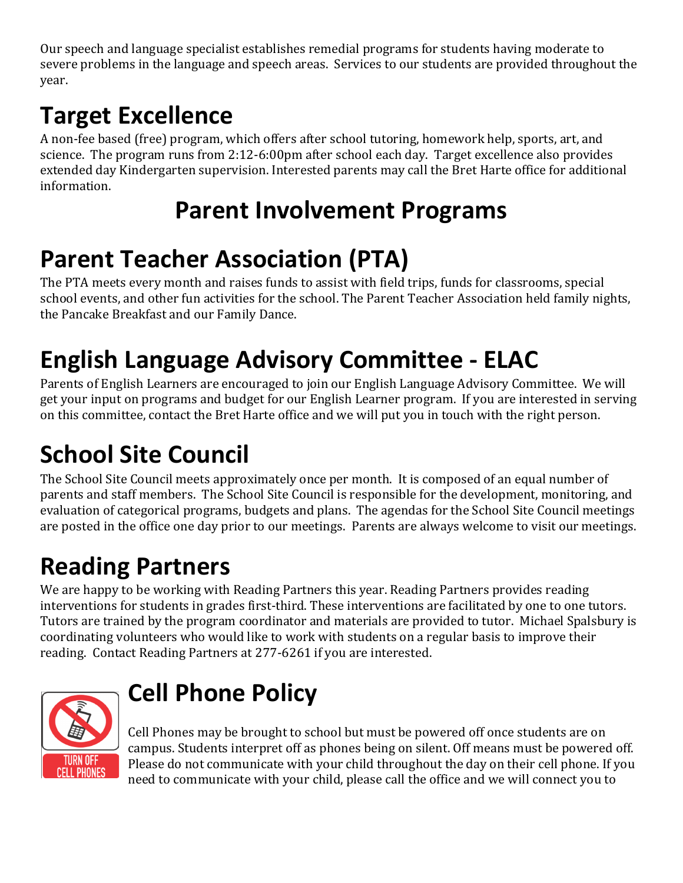Our speech and language specialist establishes remedial programs for students having moderate to severe problems in the language and speech areas. Services to our students are provided throughout the year.

## Target Excellence

A non-fee based (free) program, which offers after school tutoring, homework help, sports, art, and science. The program runs from 2:12-6:00pm after school each day. Target excellence also provides extended day Kindergarten supervision. Interested parents may call the Bret Harte office for additional information.

# Parent Involvement Programs

## Parent Teacher Association (PTA)

The PTA meets every month and raises funds to assist with field trips, funds for classrooms, special school events, and other fun activities for the school. The Parent Teacher Association held family nights, the Pancake Breakfast and our Family Dance.

## English Language Advisory Committee - ELAC

Parents of English Learners are encouraged to join our English Language Advisory Committee. We will get your input on programs and budget for our English Learner program. If you are interested in serving on this committee, contact the Bret Harte office and we will put you in touch with the right person.

## School Site Council

The School Site Council meets approximately once per month. It is composed of an equal number of parents and staff members. The School Site Council is responsible for the development, monitoring, and evaluation of categorical programs, budgets and plans. The agendas for the School Site Council meetings are posted in the office one day prior to our meetings. Parents are always welcome to visit our meetings.

## Reading Partners

We are happy to be working with Reading Partners this year. Reading Partners provides reading interventions for students in grades first-third. These interventions are facilitated by one to one tutors. Tutors are trained by the program coordinator and materials are provided to tutor. Michael Spalsbury is coordinating volunteers who would like to work with students on a regular basis to improve their reading. Contact Reading Partners at 277-6261 if you are interested.

## Cell Phone Policy

Cell Phones may be brought to school but must be powered off once students are on campus. Students interpret off as phones being on silent. Off means must be powered off. Please do not communicate with your child throughout the day on their cell phone. If you need to communicate with your child, please call the office and we will connect you to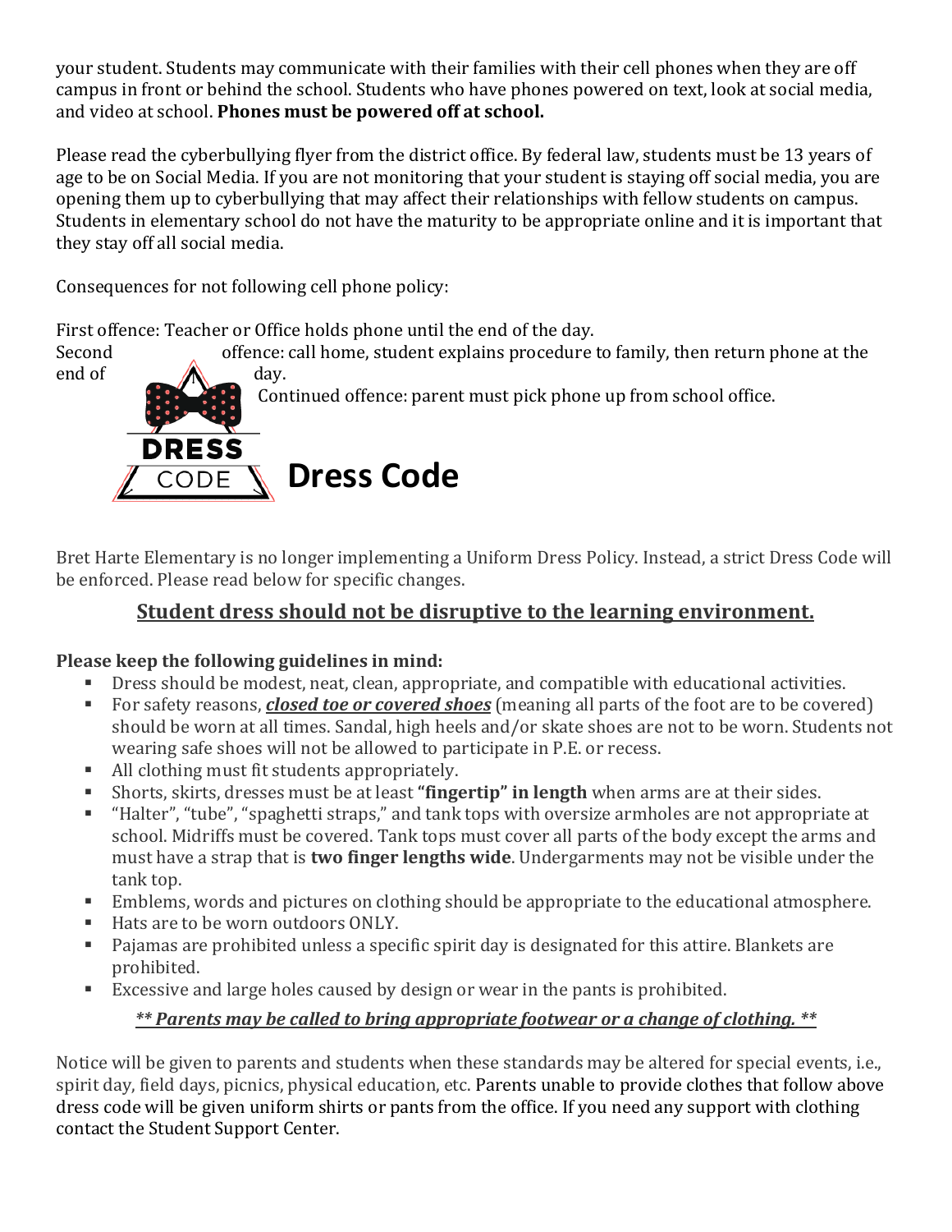your student. Students may communicate with their families with their cell phones when they are off campus in front or behind the school. Students who have phones powered on text, look at social media, and video at school. **Phones must be powered off at school.**

Please read the cyberbullying flyer from the district office. By federal law, students must be 13 years of age to be on Social Media. If you are not monitoring that your student is staying off social media, you are opening them up to cyberbullying that may affect their relationships with fellow students on campus. Students in elementary school do not have the maturity to be appropriate online and it is important that they stay off all social media.

Consequences for not following cell phone policy:

First offence: Teacher or Office holds phone until the end of the day.
Second offence: call home, student explains procedure to family, then return phone at the end of day.
Continued offence: parent must pick phone up from school office.

# Dress Code

Bret Harte Elementary is no longer implementing a Uniform Dress Policy. Instead, a strict Dress Code will be enforced. Please read below for specific changes.

**Student dress should not be disruptive to the learning environment.**

**Please keep the following guidelines in mind:**

- Dress should be modest, neat, clean, appropriate, and compatible with educational activities.
- For safety reasons, ***closed toe or covered shoes*** (meaning all parts of the foot are to be covered) should be worn at all times. Sandal, high heels and/or skate shoes are not to be worn. Students not wearing safe shoes will not be allowed to participate in P.E. or recess.
- All clothing must fit students appropriately.
- Shorts, skirts, dresses must be at least **"fingertip" in length** when arms are at their sides.
- "Halter", "tube", "spaghetti straps," and tank tops with oversize armholes are not appropriate at school. Midriffs must be covered. Tank tops must cover all parts of the body except the arms and must have a strap that is **two finger lengths wide**. Undergarments may not be visible under the tank top.
- Emblems, words and pictures on clothing should be appropriate to the educational atmosphere.
- Hats are to be worn outdoors ONLY.
- Pajamas are prohibited unless a specific spirit day is designated for this attire. Blankets are prohibited.
- Excessive and large holes caused by design or wear in the pants is prohibited.

***\*\* Parents may be called to bring appropriate footwear or a change of clothing. \*\****

Notice will be given to parents and students when these standards may be altered for special events, i.e., spirit day, field days, picnics, physical education, etc. Parents unable to provide clothes that follow above dress code will be given uniform shirts or pants from the office. If you need any support with clothing contact the Student Support Center.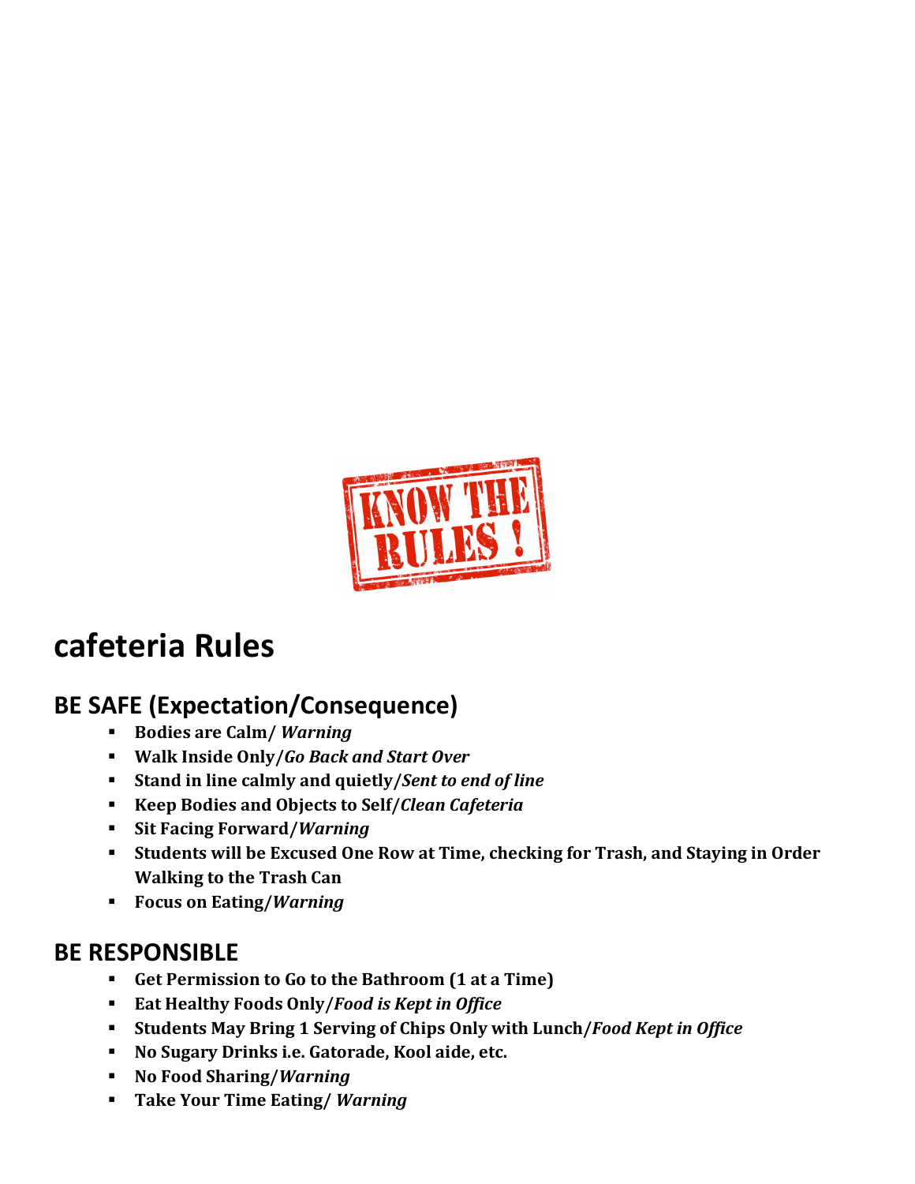# cafeteria Rules

## BE SAFE (Expectation/Consequence)

- **Bodies are Calm/ *Warning***
- **Walk Inside Only/*Go Back and Start Over***
- **Stand in line calmly and quietly/*Sent to end of line***
- **Keep Bodies and Objects to Self/*Clean Cafeteria***
- **Sit Facing Forward/*Warning***
- **Students will be Excused One Row at Time, checking for Trash, and Staying in Order Walking to the Trash Can**
- **Focus on Eating/*Warning***

## BE RESPONSIBLE

- **Get Permission to Go to the Bathroom (1 at a Time)**
- **Eat Healthy Foods Only/*Food is Kept in Office***
- **Students May Bring 1 Serving of Chips Only with Lunch/*Food Kept in Office***
- **No Sugary Drinks i.e. Gatorade, Kool aide, etc.**
- **No Food Sharing/*Warning***
- **Take Your Time Eating/ *Warning***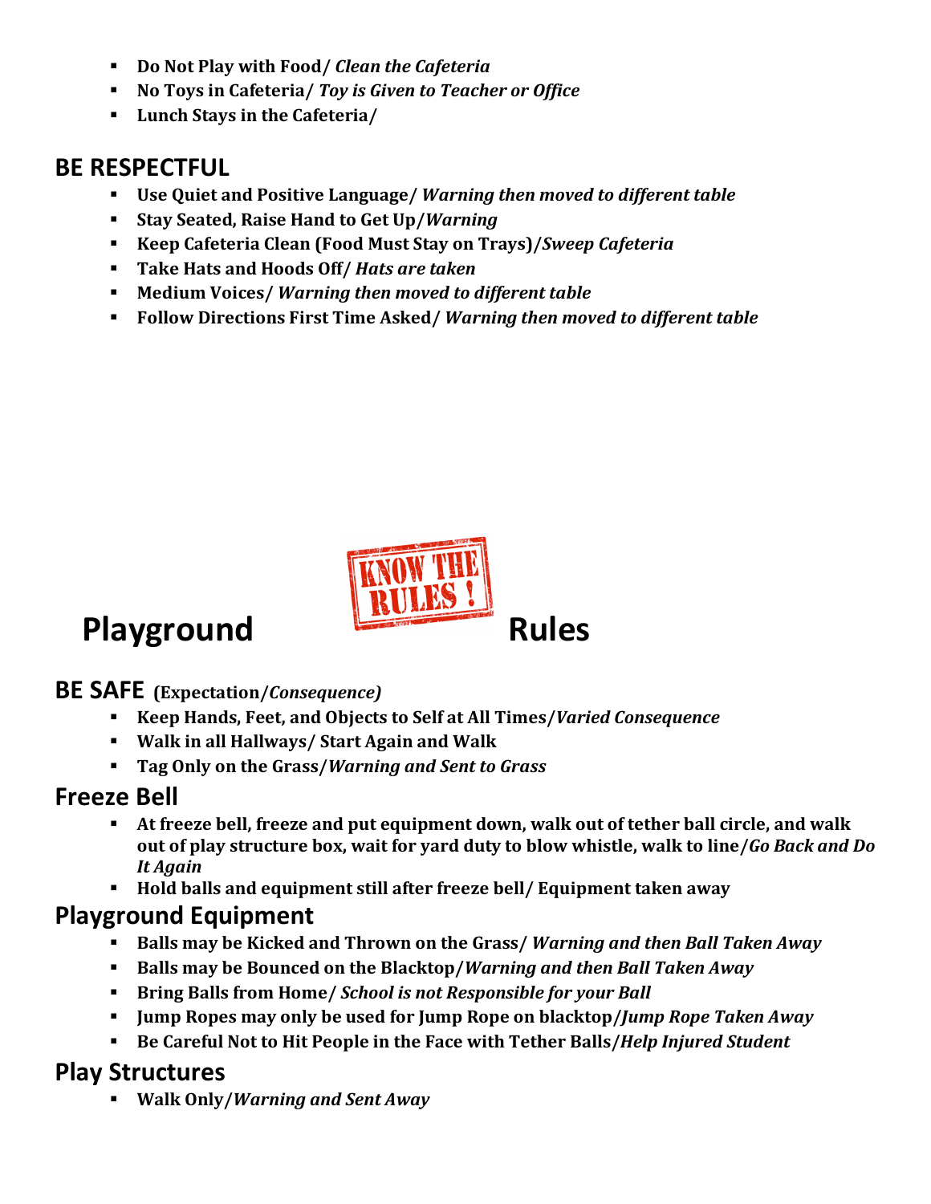- **Do Not Play with Food/ *Clean the Cafeteria***
- **No Toys in Cafeteria/ *Toy is Given to Teacher or Office***
- **Lunch Stays in the Cafeteria/**

## BE RESPECTFUL

- **Use Quiet and Positive Language/ *Warning then moved to different table***
- **Stay Seated, Raise Hand to Get Up/*Warning***
- **Keep Cafeteria Clean (Food Must Stay on Trays)/*Sweep Cafeteria***
- **Take Hats and Hoods Off/ *Hats are taken***
- **Medium Voices/ *Warning then moved to different table***
- **Follow Directions First Time Asked/ *Warning then moved to different table***

# Playground Rules

## BE SAFE (Expectation/*Consequence*)

- **Keep Hands, Feet, and Objects to Self at All Times/*Varied Consequence***
- **Walk in all Hallways/ Start Again and Walk**
- **Tag Only on the Grass/*Warning and Sent to Grass***

## Freeze Bell

- **At freeze bell, freeze and put equipment down, walk out of tether ball circle, and walk out of play structure box, wait for yard duty to blow whistle, walk to line/*Go Back and Do It Again***
- **Hold balls and equipment still after freeze bell/ Equipment taken away**

## Playground Equipment

- **Balls may be Kicked and Thrown on the Grass/ *Warning and then Ball Taken Away***
- **Balls may be Bounced on the Blacktop/*Warning and then Ball Taken Away***
- **Bring Balls from Home/ *School is not Responsible for your Ball***
- **Jump Ropes may only be used for Jump Rope on blacktop/*Jump Rope Taken Away***
- **Be Careful Not to Hit People in the Face with Tether Balls/*Help Injured Student***

## Play Structures

- **Walk Only/*Warning and Sent Away***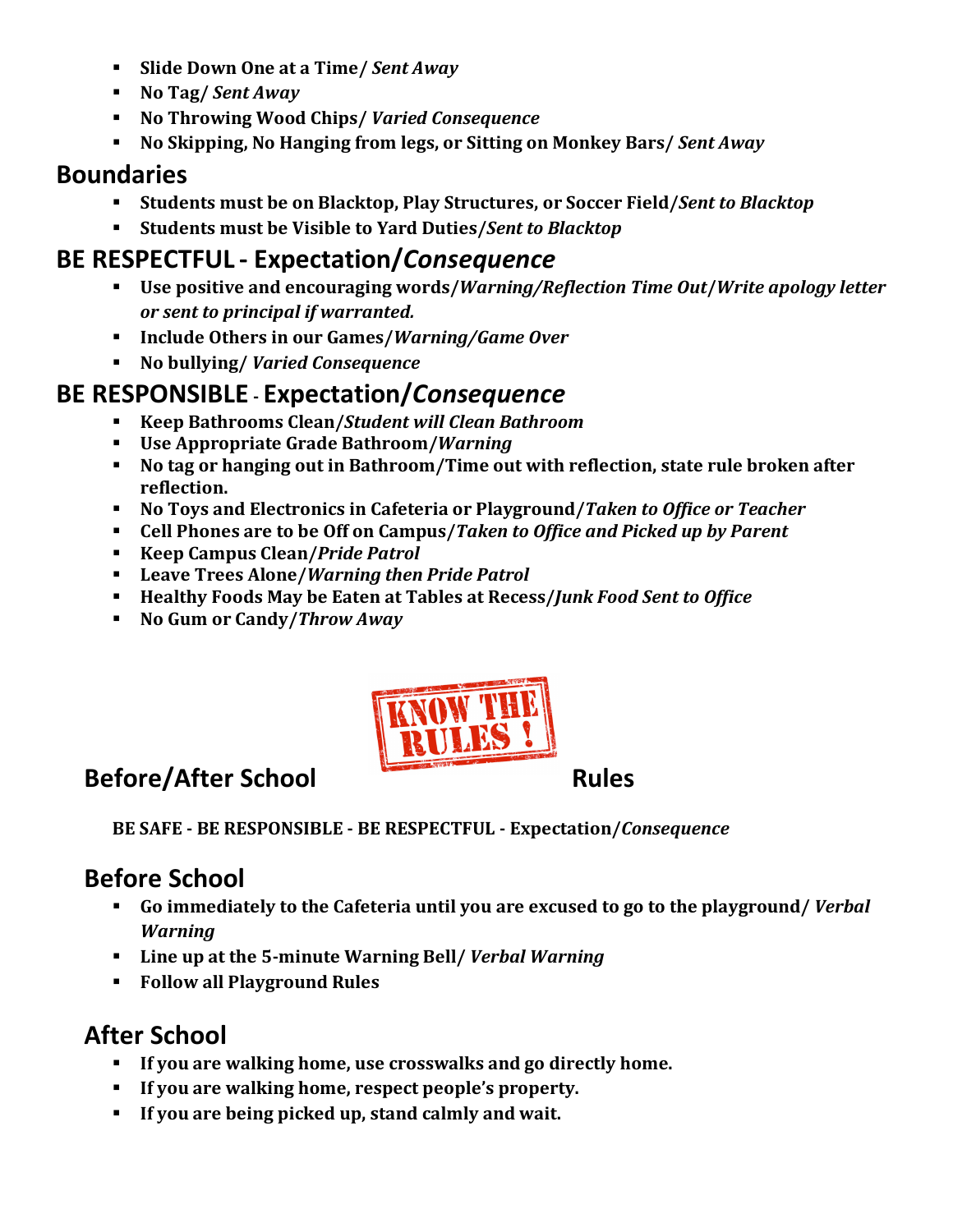- **Slide Down One at a Time/ *Sent Away***
- **No Tag/ *Sent Away***
- **No Throwing Wood Chips/ *Varied Consequence***
- **No Skipping, No Hanging from legs, or Sitting on Monkey Bars/ *Sent Away***

## Boundaries

- **Students must be on Blacktop, Play Structures, or Soccer Field/*Sent to Blacktop***
- **Students must be Visible to Yard Duties/*Sent to Blacktop***

## BE RESPECTFUL - Expectation/*Consequence*

- **Use positive and encouraging words/*Warning/Reflection Time Out/Write apology letter or sent to principal if warranted.***
- **Include Others in our Games/*Warning/Game Over***
- **No bullying/ *Varied Consequence***

## BE RESPONSIBLE - Expectation/*Consequence*

- **Keep Bathrooms Clean/*Student will Clean Bathroom***
- **Use Appropriate Grade Bathroom/*Warning***
- **No tag or hanging out in Bathroom/Time out with reflection, state rule broken after reflection.**
- **No Toys and Electronics in Cafeteria or Playground/*Taken to Office or Teacher***
- **Cell Phones are to be Off on Campus/*Taken to Office and Picked up by Parent***
- **Keep Campus Clean/*Pride Patrol***
- **Leave Trees Alone/*Warning then Pride Patrol***
- **Healthy Foods May be Eaten at Tables at Recess/*Junk Food Sent to Office***
- **No Gum or Candy/*Throw Away***

## Before/After School Rules

**BE SAFE - BE RESPONSIBLE - BE RESPECTFUL - Expectation/*Consequence***

## Before School

- **Go immediately to the Cafeteria until you are excused to go to the playground/ *Verbal Warning***
- **Line up at the 5-minute Warning Bell/ *Verbal Warning***
- **Follow all Playground Rules**

## After School

- **If you are walking home, use crosswalks and go directly home.**
- **If you are walking home, respect people's property.**
- **If you are being picked up, stand calmly and wait.**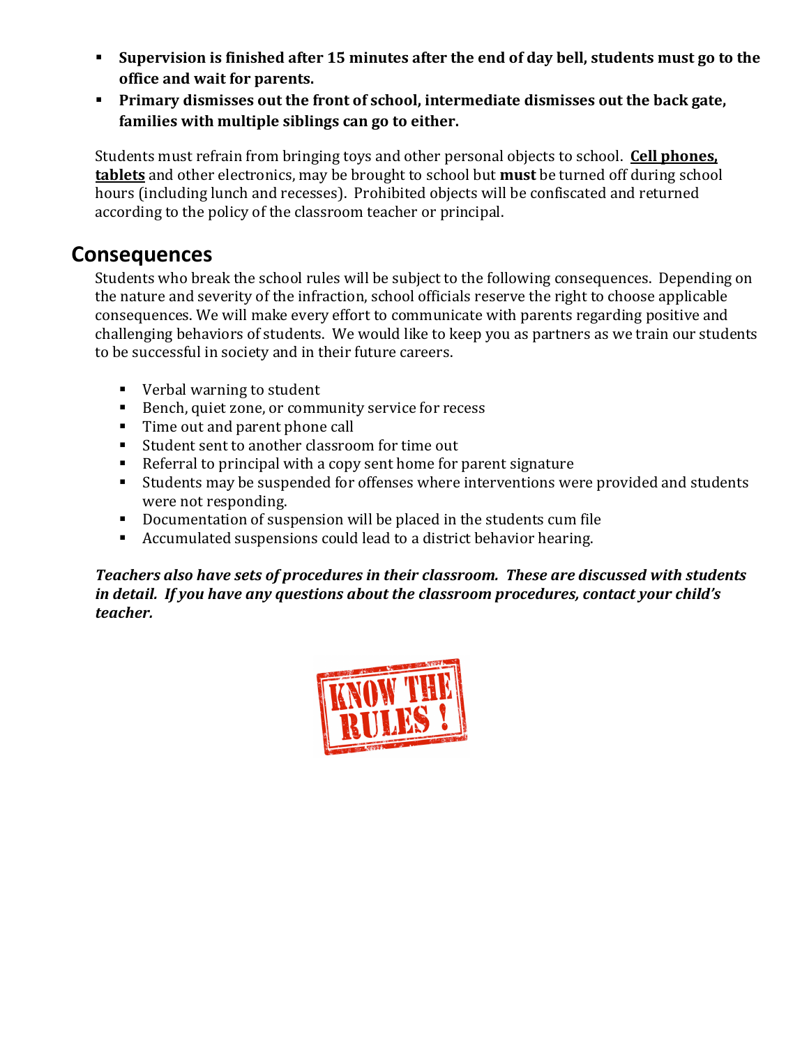- **Supervision is finished after 15 minutes after the end of day bell, students must go to the office and wait for parents.**
- **Primary dismisses out the front of school, intermediate dismisses out the back gate, families with multiple siblings can go to either.**

Students must refrain from bringing toys and other personal objects to school. **Cell phones, tablets** and other electronics, may be brought to school but **must** be turned off during school hours (including lunch and recesses). Prohibited objects will be confiscated and returned according to the policy of the classroom teacher or principal.

## Consequences

Students who break the school rules will be subject to the following consequences. Depending on the nature and severity of the infraction, school officials reserve the right to choose applicable consequences. We will make every effort to communicate with parents regarding positive and challenging behaviors of students. We would like to keep you as partners as we train our students to be successful in society and in their future careers.

- Verbal warning to student
- Bench, quiet zone, or community service for recess
- Time out and parent phone call
- Student sent to another classroom for time out
- Referral to principal with a copy sent home for parent signature
- Students may be suspended for offenses where interventions were provided and students were not responding.
- Documentation of suspension will be placed in the students cum file
- Accumulated suspensions could lead to a district behavior hearing.

***Teachers also have sets of procedures in their classroom. These are discussed with students in detail. If you have any questions about the classroom procedures, contact your child's teacher.***

KNOW THE RULES !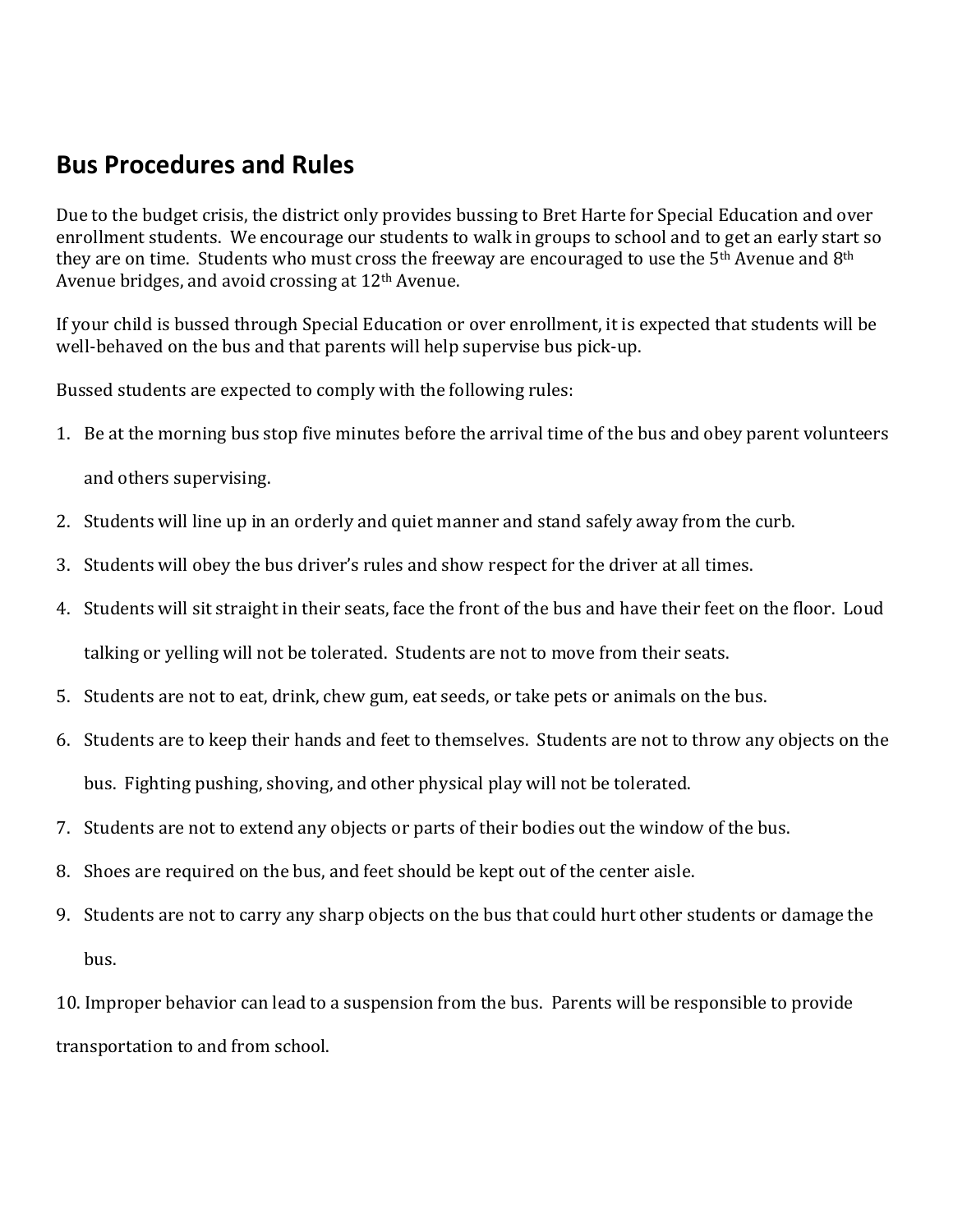## Bus Procedures and Rules

Due to the budget crisis, the district only provides bussing to Bret Harte for Special Education and over enrollment students. We encourage our students to walk in groups to school and to get an early start so they are on time. Students who must cross the freeway are encouraged to use the 5th Avenue and 8th Avenue bridges, and avoid crossing at 12th Avenue.

If your child is bussed through Special Education or over enrollment, it is expected that students will be well-behaved on the bus and that parents will help supervise bus pick-up.

Bussed students are expected to comply with the following rules:

1. Be at the morning bus stop five minutes before the arrival time of the bus and obey parent volunteers and others supervising.
2. Students will line up in an orderly and quiet manner and stand safely away from the curb.
3. Students will obey the bus driver's rules and show respect for the driver at all times.
4. Students will sit straight in their seats, face the front of the bus and have their feet on the floor. Loud talking or yelling will not be tolerated. Students are not to move from their seats.
5. Students are not to eat, drink, chew gum, eat seeds, or take pets or animals on the bus.
6. Students are to keep their hands and feet to themselves. Students are not to throw any objects on the bus. Fighting pushing, shoving, and other physical play will not be tolerated.
7. Students are not to extend any objects or parts of their bodies out the window of the bus.
8. Shoes are required on the bus, and feet should be kept out of the center aisle.
9. Students are not to carry any sharp objects on the bus that could hurt other students or damage the bus.
10. Improper behavior can lead to a suspension from the bus. Parents will be responsible to provide transportation to and from school.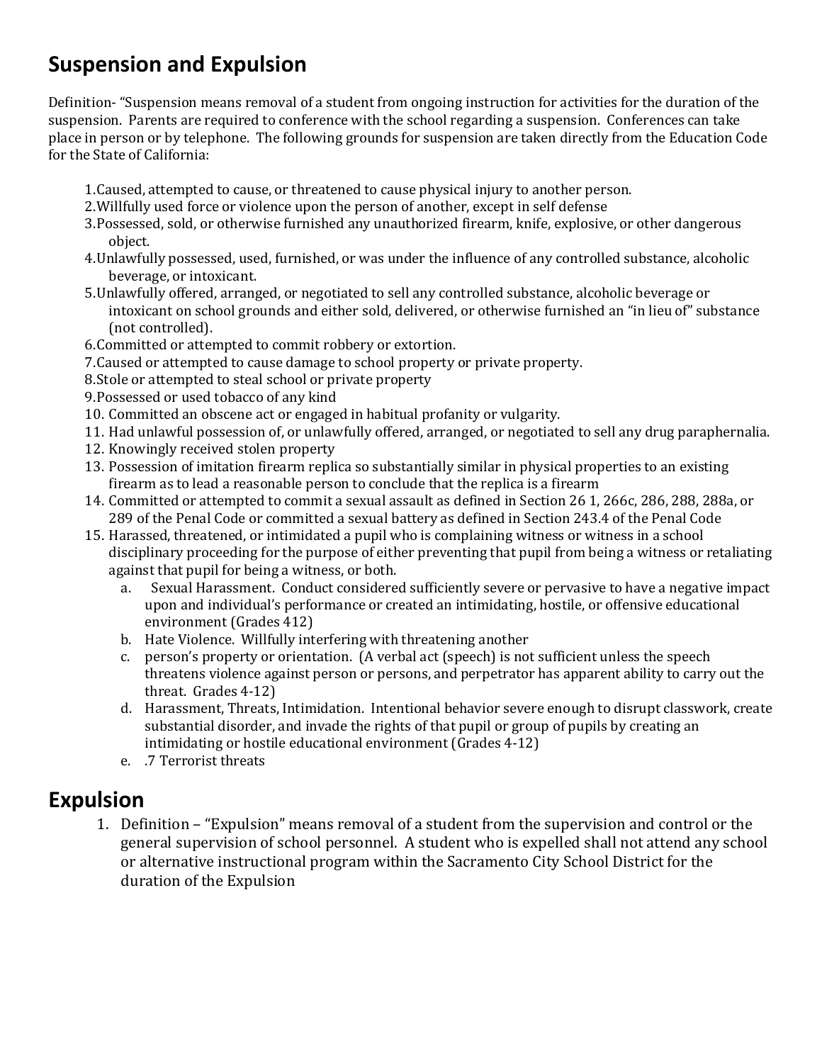## Suspension and Expulsion

Definition- "Suspension means removal of a student from ongoing instruction for activities for the duration of the suspension. Parents are required to conference with the school regarding a suspension. Conferences can take place in person or by telephone. The following grounds for suspension are taken directly from the Education Code for the State of California:

1. Caused, attempted to cause, or threatened to cause physical injury to another person.
2. Willfully used force or violence upon the person of another, except in self defense
3. Possessed, sold, or otherwise furnished any unauthorized firearm, knife, explosive, or other dangerous object.
4. Unlawfully possessed, used, furnished, or was under the influence of any controlled substance, alcoholic beverage, or intoxicant.
5. Unlawfully offered, arranged, or negotiated to sell any controlled substance, alcoholic beverage or intoxicant on school grounds and either sold, delivered, or otherwise furnished an "in lieu of" substance (not controlled).
6. Committed or attempted to commit robbery or extortion.
7. Caused or attempted to cause damage to school property or private property.
8. Stole or attempted to steal school or private property
9. Possessed or used tobacco of any kind
10. Committed an obscene act or engaged in habitual profanity or vulgarity.
11. Had unlawful possession of, or unlawfully offered, arranged, or negotiated to sell any drug paraphernalia.
12. Knowingly received stolen property
13. Possession of imitation firearm replica so substantially similar in physical properties to an existing firearm as to lead a reasonable person to conclude that the replica is a firearm
14. Committed or attempted to commit a sexual assault as defined in Section 26 1, 266c, 286, 288, 288a, or 289 of the Penal Code or committed a sexual battery as defined in Section 243.4 of the Penal Code
15. Harassed, threatened, or intimidated a pupil who is complaining witness or witness in a school disciplinary proceeding for the purpose of either preventing that pupil from being a witness or retaliating against that pupil for being a witness, or both.
    a. Sexual Harassment. Conduct considered sufficiently severe or pervasive to have a negative impact upon and individual's performance or created an intimidating, hostile, or offensive educational environment (Grades 412)
    b. Hate Violence. Willfully interfering with threatening another
    c. person's property or orientation. (A verbal act (speech) is not sufficient unless the speech threatens violence against person or persons, and perpetrator has apparent ability to carry out the threat. Grades 4-12)
    d. Harassment, Threats, Intimidation. Intentional behavior severe enough to disrupt classwork, create substantial disorder, and invade the rights of that pupil or group of pupils by creating an intimidating or hostile educational environment (Grades 4-12)
    e. .7 Terrorist threats

## Expulsion

1. Definition – "Expulsion" means removal of a student from the supervision and control or the general supervision of school personnel. A student who is expelled shall not attend any school or alternative instructional program within the Sacramento City School District for the duration of the Expulsion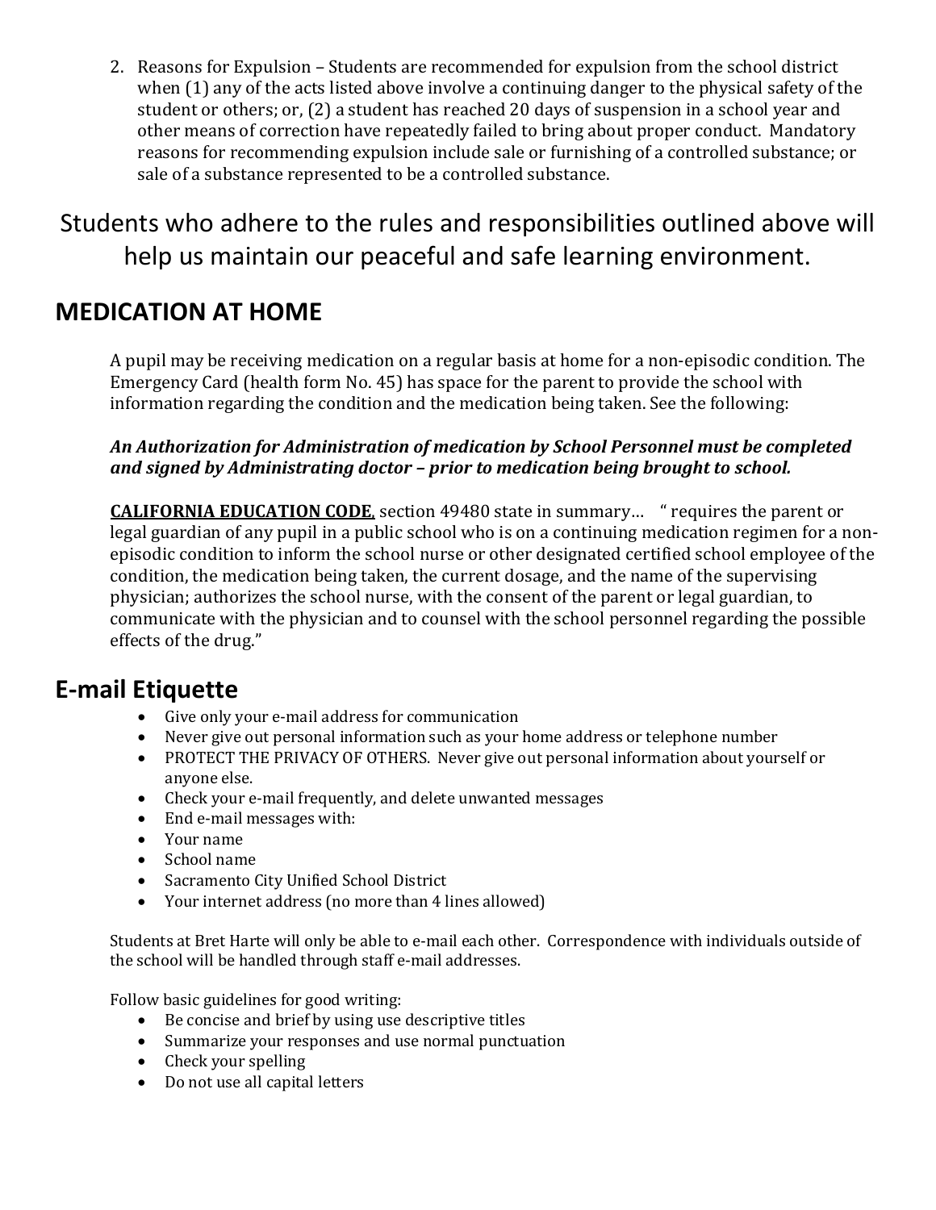2. Reasons for Expulsion – Students are recommended for expulsion from the school district when (1) any of the acts listed above involve a continuing danger to the physical safety of the student or others; or, (2) a student has reached 20 days of suspension in a school year and other means of correction have repeatedly failed to bring about proper conduct. Mandatory reasons for recommending expulsion include sale or furnishing of a controlled substance; or sale of a substance represented to be a controlled substance.

Students who adhere to the rules and responsibilities outlined above will help us maintain our peaceful and safe learning environment.

## MEDICATION AT HOME

A pupil may be receiving medication on a regular basis at home for a non-episodic condition. The Emergency Card (health form No. 45) has space for the parent to provide the school with information regarding the condition and the medication being taken. See the following:

***An Authorization for Administration of medication by School Personnel must be completed and signed by Administrating doctor – prior to medication being brought to school.***

**CALIFORNIA EDUCATION CODE**, section 49480 state in summary… " requires the parent or legal guardian of any pupil in a public school who is on a continuing medication regimen for a non-episodic condition to inform the school nurse or other designated certified school employee of the condition, the medication being taken, the current dosage, and the name of the supervising physician; authorizes the school nurse, with the consent of the parent or legal guardian, to communicate with the physician and to counsel with the school personnel regarding the possible effects of the drug."

## E-mail Etiquette

- Give only your e-mail address for communication
- Never give out personal information such as your home address or telephone number
- PROTECT THE PRIVACY OF OTHERS. Never give out personal information about yourself or anyone else.
- Check your e-mail frequently, and delete unwanted messages
- End e-mail messages with:
- Your name
- School name
- Sacramento City Unified School District
- Your internet address (no more than 4 lines allowed)

Students at Bret Harte will only be able to e-mail each other. Correspondence with individuals outside of the school will be handled through staff e-mail addresses.

Follow basic guidelines for good writing:

- Be concise and brief by using use descriptive titles
- Summarize your responses and use normal punctuation
- Check your spelling
- Do not use all capital letters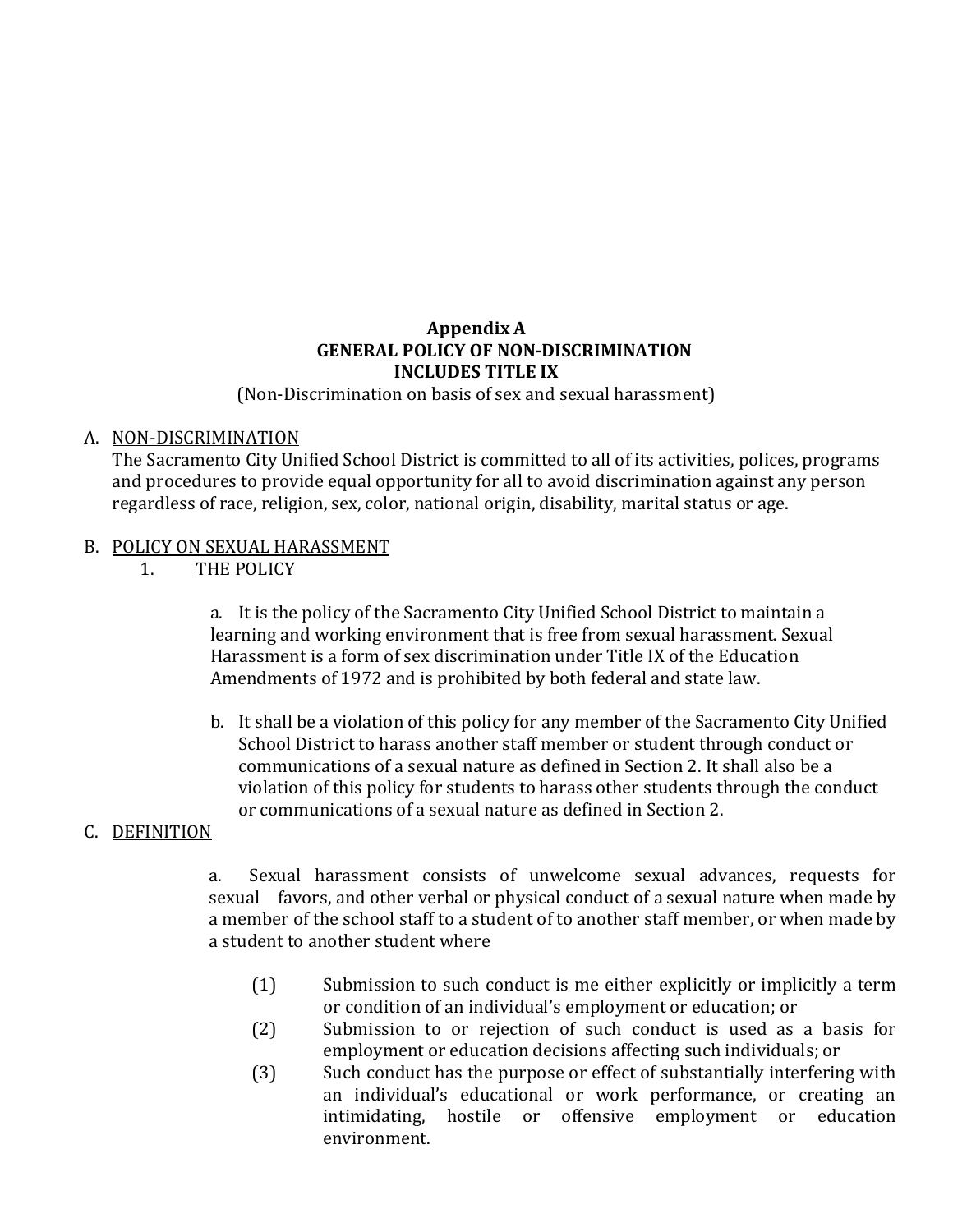# Appendix A
## GENERAL POLICY OF NON-DISCRIMINATION
## INCLUDES TITLE IX

(Non-Discrimination on basis of sex and <u>sexual harassment</u>)

A. <u>NON-DISCRIMINATION</u>

The Sacramento City Unified School District is committed to all of its activities, polices, programs and procedures to provide equal opportunity for all to avoid discrimination against any person regardless of race, religion, sex, color, national origin, disability, marital status or age.

B. <u>POLICY ON SEXUAL HARASSMENT</u>

1. <u>THE POLICY</u>

a. It is the policy of the Sacramento City Unified School District to maintain a learning and working environment that is free from sexual harassment. Sexual Harassment is a form of sex discrimination under Title IX of the Education Amendments of 1972 and is prohibited by both federal and state law.

b. It shall be a violation of this policy for any member of the Sacramento City Unified School District to harass another staff member or student through conduct or communications of a sexual nature as defined in Section 2. It shall also be a violation of this policy for students to harass other students through the conduct or communications of a sexual nature as defined in Section 2.

C. <u>DEFINITION</u>

a. Sexual harassment consists of unwelcome sexual advances, requests for sexual favors, and other verbal or physical conduct of a sexual nature when made by a member of the school staff to a student of to another staff member, or when made by a student to another student where

(1) Submission to such conduct is me either explicitly or implicitly a term or condition of an individual's employment or education; or

(2) Submission to or rejection of such conduct is used as a basis for employment or education decisions affecting such individuals; or

(3) Such conduct has the purpose or effect of substantially interfering with an individual's educational or work performance, or creating an intimidating, hostile or offensive employment or education environment.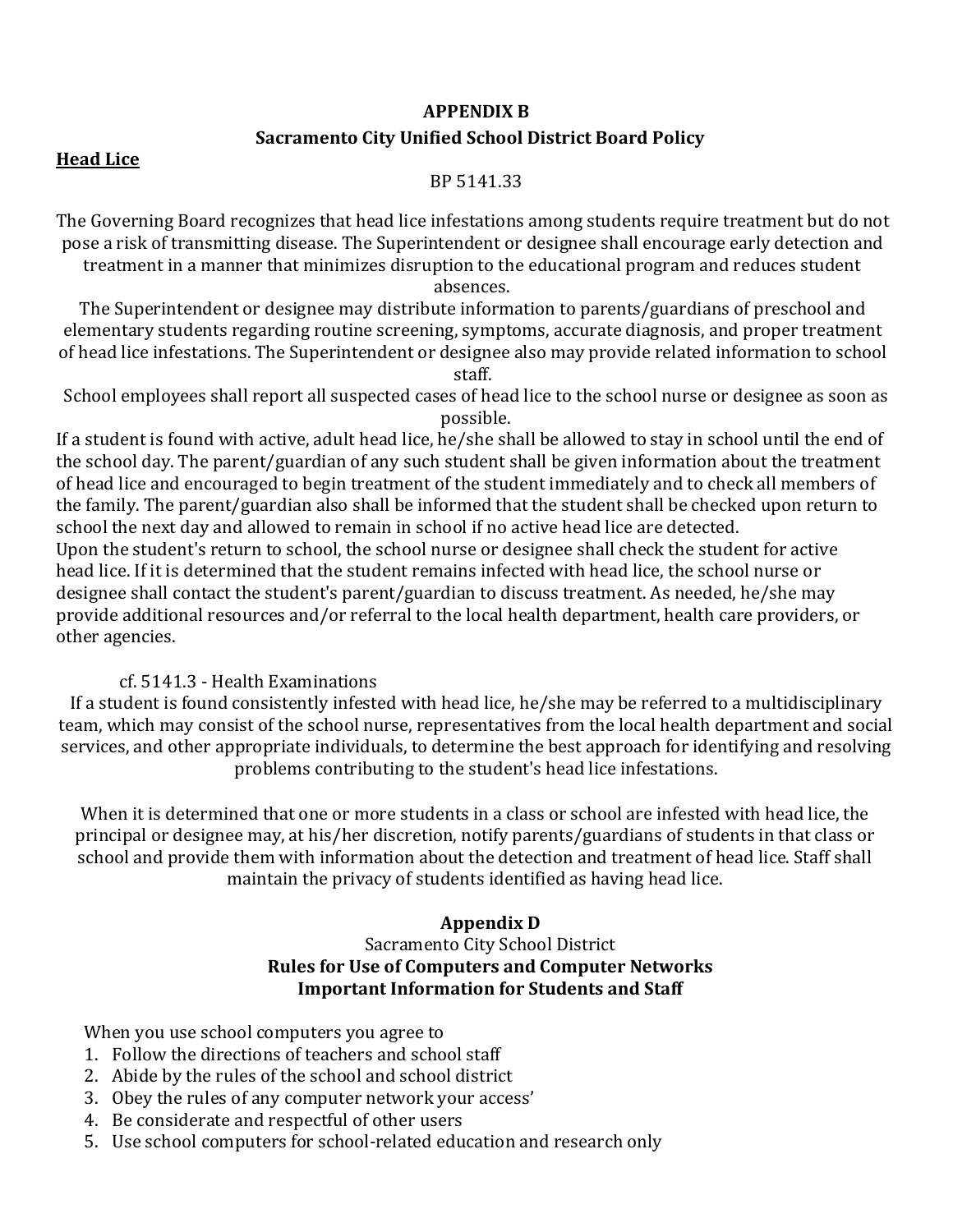## APPENDIX B

## Sacramento City Unified School District Board Policy

**<u>Head Lice</u>**

BP 5141.33

The Governing Board recognizes that head lice infestations among students require treatment but do not pose a risk of transmitting disease. The Superintendent or designee shall encourage early detection and treatment in a manner that minimizes disruption to the educational program and reduces student absences.

The Superintendent or designee may distribute information to parents/guardians of preschool and elementary students regarding routine screening, symptoms, accurate diagnosis, and proper treatment of head lice infestations. The Superintendent or designee also may provide related information to school staff.

School employees shall report all suspected cases of head lice to the school nurse or designee as soon as possible.

If a student is found with active, adult head lice, he/she shall be allowed to stay in school until the end of the school day. The parent/guardian of any such student shall be given information about the treatment of head lice and encouraged to begin treatment of the student immediately and to check all members of the family. The parent/guardian also shall be informed that the student shall be checked upon return to school the next day and allowed to remain in school if no active head lice are detected.

Upon the student's return to school, the school nurse or designee shall check the student for active head lice. If it is determined that the student remains infected with head lice, the school nurse or designee shall contact the student's parent/guardian to discuss treatment. As needed, he/she may provide additional resources and/or referral to the local health department, health care providers, or other agencies.

cf. 5141.3 - Health Examinations

If a student is found consistently infested with head lice, he/she may be referred to a multidisciplinary team, which may consist of the school nurse, representatives from the local health department and social services, and other appropriate individuals, to determine the best approach for identifying and resolving problems contributing to the student's head lice infestations.

When it is determined that one or more students in a class or school are infested with head lice, the principal or designee may, at his/her discretion, notify parents/guardians of students in that class or school and provide them with information about the detection and treatment of head lice. Staff shall maintain the privacy of students identified as having head lice.

## Appendix D

Sacramento City School District

**Rules for Use of Computers and Computer Networks**
**Important Information for Students and Staff**

When you use school computers you agree to

1. Follow the directions of teachers and school staff
2. Abide by the rules of the school and school district
3. Obey the rules of any computer network your access'
4. Be considerate and respectful of other users
5. Use school computers for school-related education and research only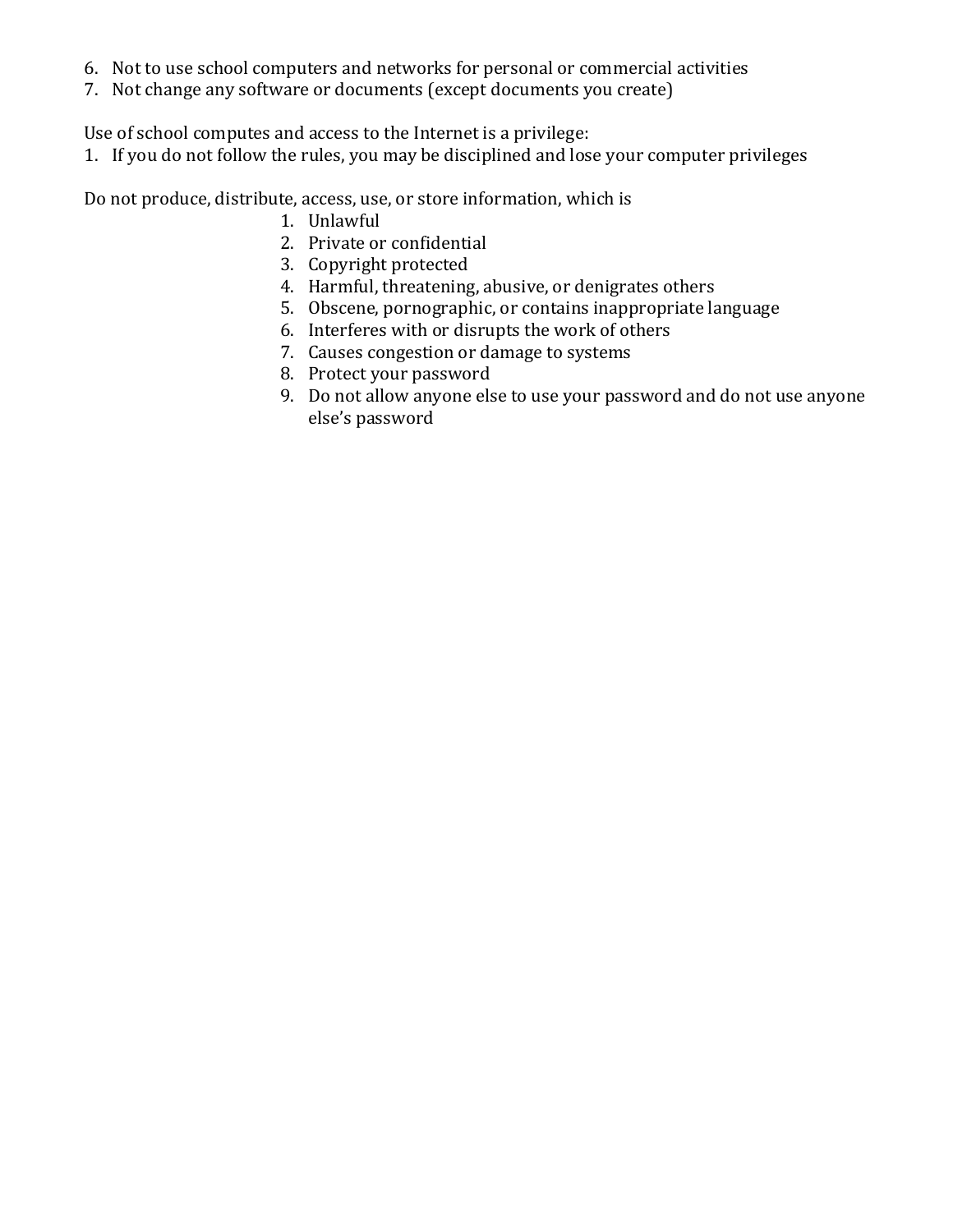6. Not to use school computers and networks for personal or commercial activities
7. Not change any software or documents (except documents you create)

Use of school computes and access to the Internet is a privilege:

1. If you do not follow the rules, you may be disciplined and lose your computer privileges

Do not produce, distribute, access, use, or store information, which is

1. Unlawful
2. Private or confidential
3. Copyright protected
4. Harmful, threatening, abusive, or denigrates others
5. Obscene, pornographic, or contains inappropriate language
6. Interferes with or disrupts the work of others
7. Causes congestion or damage to systems
8. Protect your password
9. Do not allow anyone else to use your password and do not use anyone else's password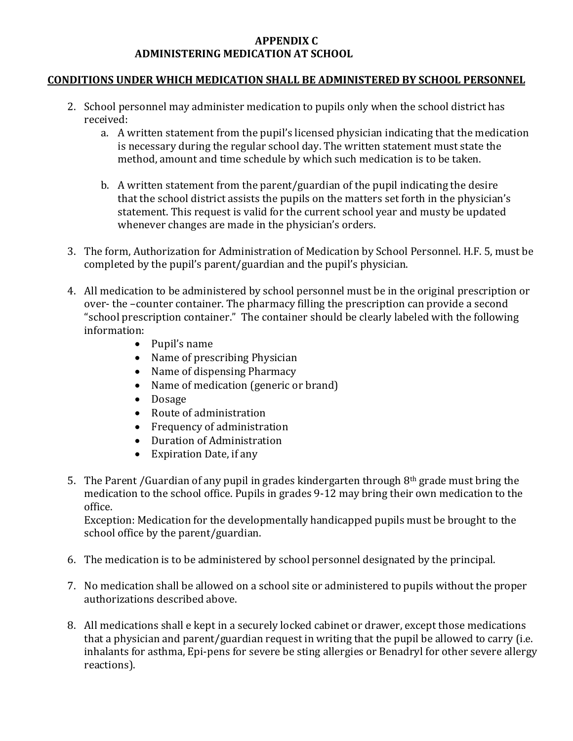# APPENDIX C
## ADMINISTERING MEDICATION AT SCHOOL

**<u>CONDITIONS UNDER WHICH MEDICATION SHALL BE ADMINISTERED BY SCHOOL PERSONNEL</u>**

2. School personnel may administer medication to pupils only when the school district has received:
   a. A written statement from the pupil's licensed physician indicating that the medication is necessary during the regular school day. The written statement must state the method, amount and time schedule by which such medication is to be taken.

   b. A written statement from the parent/guardian of the pupil indicating the desire that the school district assists the pupils on the matters set forth in the physician's statement. This request is valid for the current school year and musty be updated whenever changes are made in the physician's orders.

3. The form, Authorization for Administration of Medication by School Personnel. H.F. 5, must be completed by the pupil's parent/guardian and the pupil's physician.

4. All medication to be administered by school personnel must be in the original prescription or over- the –counter container. The pharmacy filling the prescription can provide a second "school prescription container." The container should be clearly labeled with the following information:
   - Pupil's name
   - Name of prescribing Physician
   - Name of dispensing Pharmacy
   - Name of medication (generic or brand)
   - Dosage
   - Route of administration
   - Frequency of administration
   - Duration of Administration
   - Expiration Date, if any

5. The Parent /Guardian of any pupil in grades kindergarten through 8th grade must bring the medication to the school office. Pupils in grades 9-12 may bring their own medication to the office.
   Exception: Medication for the developmentally handicapped pupils must be brought to the school office by the parent/guardian.

6. The medication is to be administered by school personnel designated by the principal.

7. No medication shall be allowed on a school site or administered to pupils without the proper authorizations described above.

8. All medications shall e kept in a securely locked cabinet or drawer, except those medications that a physician and parent/guardian request in writing that the pupil be allowed to carry (i.e. inhalants for asthma, Epi-pens for severe be sting allergies or Benadryl for other severe allergy reactions).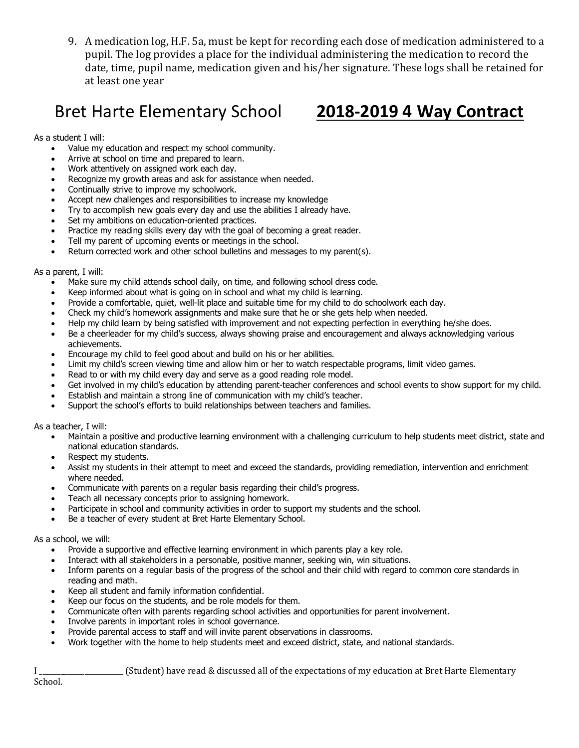9. A medication log, H.F. 5a, must be kept for recording each dose of medication administered to a pupil. The log provides a place for the individual administering the medication to record the date, time, pupil name, medication given and his/her signature. These logs shall be retained for at least one year

# Bret Harte Elementary School **2018-2019 4 Way Contract**

As a student I will:

- Value my education and respect my school community.
- Arrive at school on time and prepared to learn.
- Work attentively on assigned work each day.
- Recognize my growth areas and ask for assistance when needed.
- Continually strive to improve my schoolwork.
- Accept new challenges and responsibilities to increase my knowledge
- Try to accomplish new goals every day and use the abilities I already have.
- Set my ambitions on education-oriented practices.
- Practice my reading skills every day with the goal of becoming a great reader.
- Tell my parent of upcoming events or meetings in the school.
- Return corrected work and other school bulletins and messages to my parent(s).

As a parent, I will:

- Make sure my child attends school daily, on time, and following school dress code.
- Keep informed about what is going on in school and what my child is learning.
- Provide a comfortable, quiet, well-lit place and suitable time for my child to do schoolwork each day.
- Check my child's homework assignments and make sure that he or she gets help when needed.
- Help my child learn by being satisfied with improvement and not expecting perfection in everything he/she does.
- Be a cheerleader for my child's success, always showing praise and encouragement and always acknowledging various achievements.
- Encourage my child to feel good about and build on his or her abilities.
- Limit my child's screen viewing time and allow him or her to watch respectable programs, limit video games.
- Read to or with my child every day and serve as a good reading role model.
- Get involved in my child's education by attending parent-teacher conferences and school events to show support for my child.
- Establish and maintain a strong line of communication with my child's teacher.
- Support the school's efforts to build relationships between teachers and families.

As a teacher, I will:

- Maintain a positive and productive learning environment with a challenging curriculum to help students meet district, state and national education standards.
- Respect my students.
- Assist my students in their attempt to meet and exceed the standards, providing remediation, intervention and enrichment where needed.
- Communicate with parents on a regular basis regarding their child's progress.
- Teach all necessary concepts prior to assigning homework.
- Participate in school and community activities in order to support my students and the school.
- Be a teacher of every student at Bret Harte Elementary School.

As a school, we will:

- Provide a supportive and effective learning environment in which parents play a key role.
- Interact with all stakeholders in a personable, positive manner, seeking win, win situations.
- Inform parents on a regular basis of the progress of the school and their child with regard to common core standards in reading and math.
- Keep all student and family information confidential.
- Keep our focus on the students, and be role models for them.
- Communicate often with parents regarding school activities and opportunities for parent involvement.
- Involve parents in important roles in school governance.
- Provide parental access to staff and will invite parent observations in classrooms.
- Work together with the home to help students meet and exceed district, state, and national standards.

I ______________________ (Student) have read & discussed all of the expectations of my education at Bret Harte Elementary School.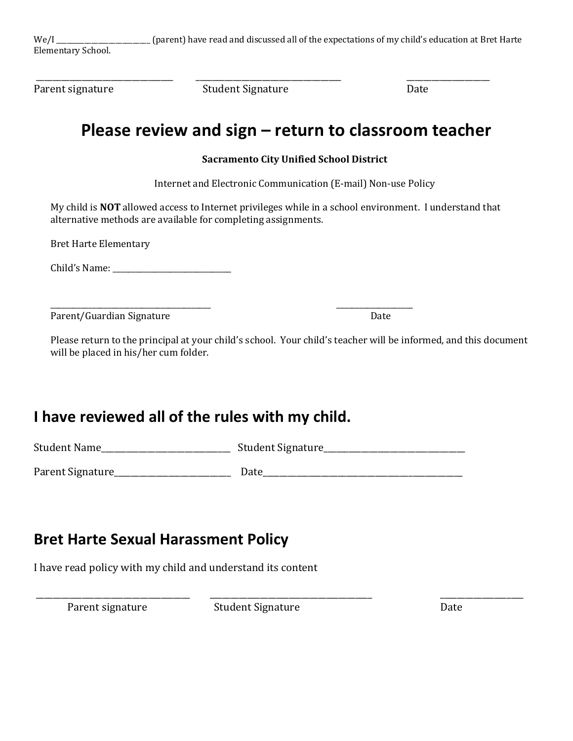We/I ________________________ (parent) have read and discussed all of the expectations of my child's education at Bret Harte Elementary School.

______________________________ ______________________________ __________________

Parent signature Student Signature Date

# Please review and sign – return to classroom teacher

**Sacramento City Unified School District**

Internet and Electronic Communication (E-mail) Non-use Policy

My child is **NOT** allowed access to Internet privileges while in a school environment. I understand that alternative methods are available for completing assignments.

Bret Harte Elementary

Child's Name: ___________________________

____________________________________ ________________

Parent/Guardian Signature Date

Please return to the principal at your child's school. Your child's teacher will be informed, and this document will be placed in his/her cum folder.

## I have reviewed all of the rules with my child.

Student Name___________________________ Student Signature______________________________

Parent Signature________________________ Date_____________________________________________

## Bret Harte Sexual Harassment Policy

I have read policy with my child and understand its content

________________________________ __________________________________ ________________

Parent signature Student Signature Date